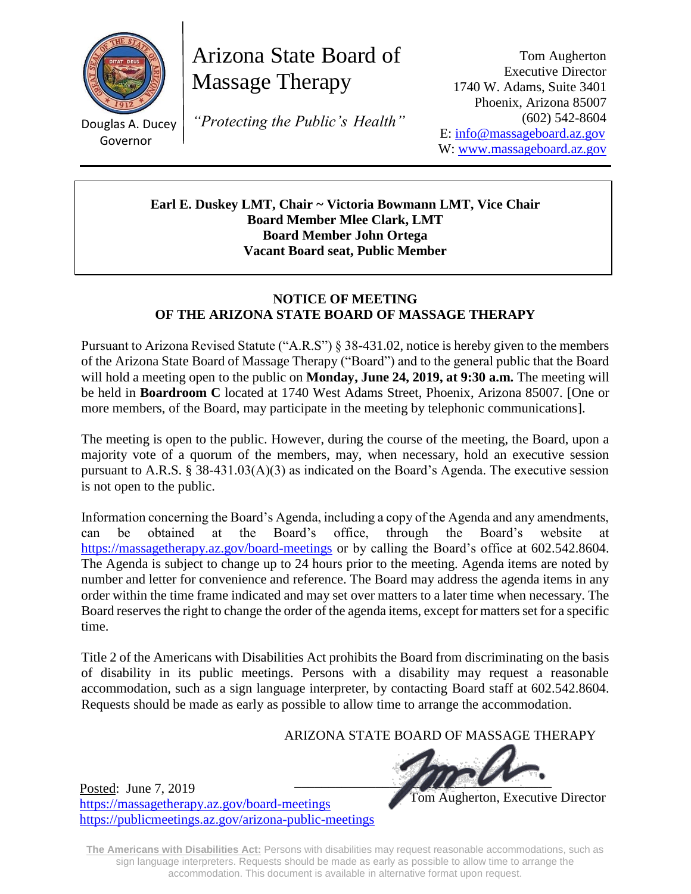Douglas A. Ducey
Governor

# Arizona State Board of Massage Therapy

*"Protecting the Public's Health"*

Tom Augherton
Executive Director
1740 W. Adams, Suite 3401
Phoenix, Arizona 85007
(602) 542-8604
E: info@massageboard.az.gov
W: www.massageboard.az.gov

---

**Earl E. Duskey LMT, Chair ~ Victoria Bowmann LMT, Vice Chair**
**Board Member Mlee Clark, LMT**
**Board Member John Ortega**
**Vacant Board seat, Public Member**

## NOTICE OF MEETING
## OF THE ARIZONA STATE BOARD OF MASSAGE THERAPY

Pursuant to Arizona Revised Statute ("A.R.S") § 38-431.02, notice is hereby given to the members of the Arizona State Board of Massage Therapy ("Board") and to the general public that the Board will hold a meeting open to the public on **Monday, June 24, 2019, at 9:30 a.m.** The meeting will be held in **Boardroom C** located at 1740 West Adams Street, Phoenix, Arizona 85007. [One or more members, of the Board, may participate in the meeting by telephonic communications].

The meeting is open to the public. However, during the course of the meeting, the Board, upon a majority vote of a quorum of the members, may, when necessary, hold an executive session pursuant to A.R.S. § 38-431.03(A)(3) as indicated on the Board's Agenda. The executive session is not open to the public.

Information concerning the Board's Agenda, including a copy of the Agenda and any amendments, can be obtained at the Board's office, through the Board's website at https://massagetherapy.az.gov/board-meetings or by calling the Board's office at 602.542.8604. The Agenda is subject to change up to 24 hours prior to the meeting. Agenda items are noted by number and letter for convenience and reference. The Board may address the agenda items in any order within the time frame indicated and may set over matters to a later time when necessary. The Board reserves the right to change the order of the agenda items, except for matters set for a specific time.

Title 2 of the Americans with Disabilities Act prohibits the Board from discriminating on the basis of disability in its public meetings. Persons with a disability may request a reasonable accommodation, such as a sign language interpreter, by contacting Board staff at 602.542.8604. Requests should be made as early as possible to allow time to arrange the accommodation.

ARIZONA STATE BOARD OF MASSAGE THERAPY

Tom Augherton, Executive Director

Posted: June 7, 2019
https://massagetherapy.az.gov/board-meetings
https://publicmeetings.az.gov/arizona-public-meetings

**The Americans with Disabilities Act:** Persons with disabilities may request reasonable accommodations, such as sign language interpreters. Requests should be made as early as possible to allow time to arrange the accommodation. This document is available in alternative format upon request.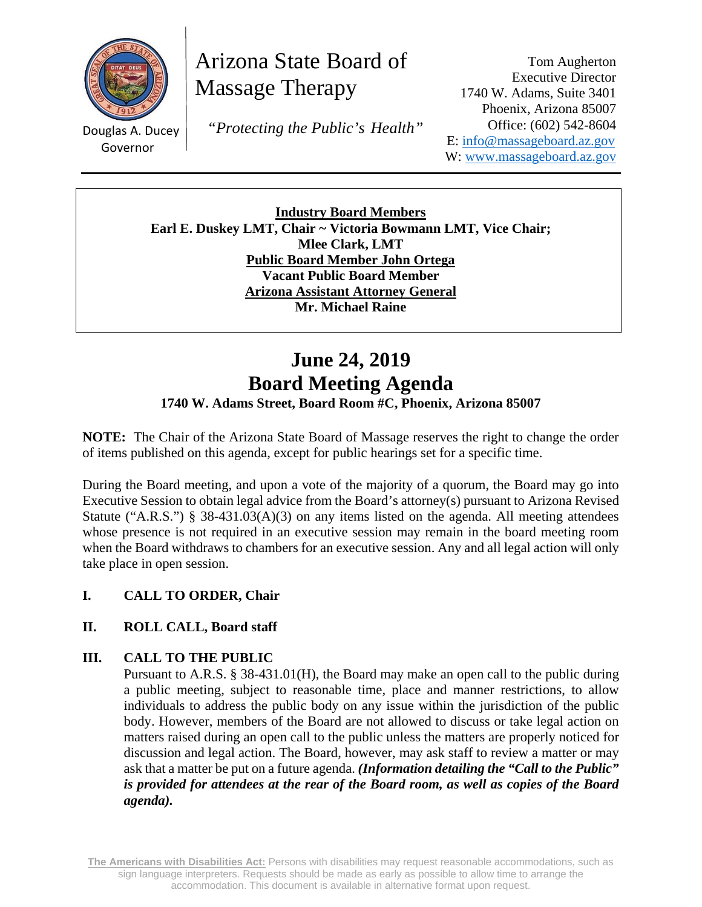Douglas A. Ducey
Governor

# Arizona State Board of Massage Therapy

*"Protecting the Public's Health"*

Tom Augherton
Executive Director
1740 W. Adams, Suite 3401
Phoenix, Arizona 85007
Office: (602) 542-8604
E: info@massageboard.az.gov
W: www.massageboard.az.gov

---

**Industry Board Members**
**Earl E. Duskey LMT, Chair ~ Victoria Bowmann LMT, Vice Chair;**
**Mlee Clark, LMT**
**Public Board Member John Ortega**
**Vacant Public Board Member**
**Arizona Assistant Attorney General**
**Mr. Michael Raine**

# June 24, 2019
# Board Meeting Agenda

**1740 W. Adams Street, Board Room #C, Phoenix, Arizona 85007**

**NOTE:** The Chair of the Arizona State Board of Massage reserves the right to change the order of items published on this agenda, except for public hearings set for a specific time.

During the Board meeting, and upon a vote of the majority of a quorum, the Board may go into Executive Session to obtain legal advice from the Board's attorney(s) pursuant to Arizona Revised Statute ("A.R.S.") § 38-431.03(A)(3) on any items listed on the agenda. All meeting attendees whose presence is not required in an executive session may remain in the board meeting room when the Board withdraws to chambers for an executive session. Any and all legal action will only take place in open session.

**I. CALL TO ORDER, Chair**

**II. ROLL CALL, Board staff**

**III. CALL TO THE PUBLIC**

Pursuant to A.R.S. § 38-431.01(H), the Board may make an open call to the public during a public meeting, subject to reasonable time, place and manner restrictions, to allow individuals to address the public body on any issue within the jurisdiction of the public body. However, members of the Board are not allowed to discuss or take legal action on matters raised during an open call to the public unless the matters are properly noticed for discussion and legal action. The Board, however, may ask staff to review a matter or may ask that a matter be put on a future agenda. ***(Information detailing the "Call to the Public" is provided for attendees at the rear of the Board room, as well as copies of the Board agenda).***

**The Americans with Disabilities Act:** Persons with disabilities may request reasonable accommodations, such as sign language interpreters. Requests should be made as early as possible to allow time to arrange the accommodation. This document is available in alternative format upon request.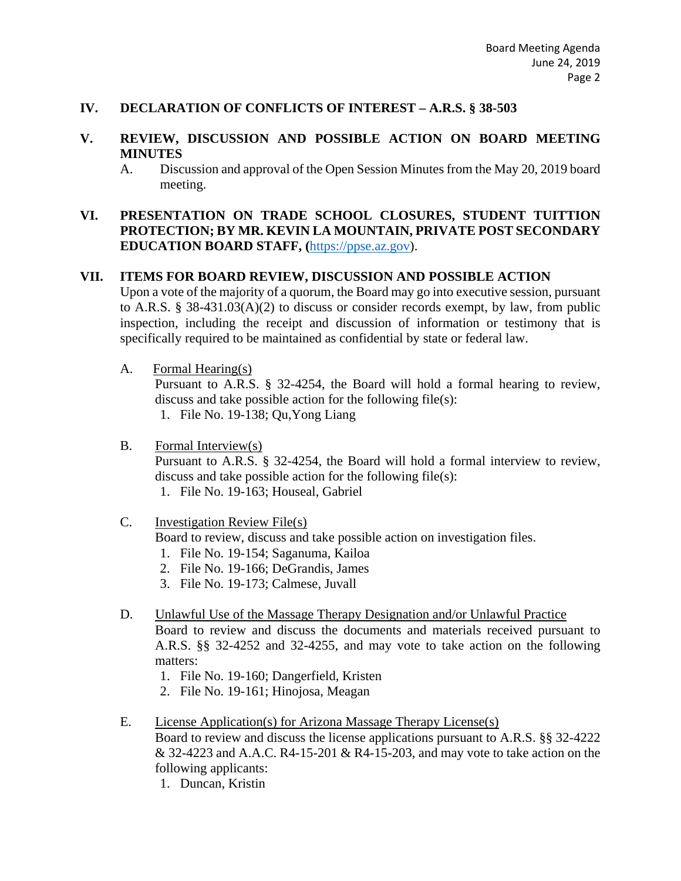## IV. DECLARATION OF CONFLICTS OF INTEREST – A.R.S. § 38-503

## V. REVIEW, DISCUSSION AND POSSIBLE ACTION ON BOARD MEETING MINUTES

A. Discussion and approval of the Open Session Minutes from the May 20, 2019 board meeting.

## VI. PRESENTATION ON TRADE SCHOOL CLOSURES, STUDENT TUITTION PROTECTION; BY MR. KEVIN LA MOUNTAIN, PRIVATE POST SECONDARY EDUCATION BOARD STAFF, (https://ppse.az.gov).

## VII. ITEMS FOR BOARD REVIEW, DISCUSSION AND POSSIBLE ACTION

Upon a vote of the majority of a quorum, the Board may go into executive session, pursuant to A.R.S. § 38-431.03(A)(2) to discuss or consider records exempt, by law, from public inspection, including the receipt and discussion of information or testimony that is specifically required to be maintained as confidential by state or federal law.

A. Formal Hearing(s)

Pursuant to A.R.S. § 32-4254, the Board will hold a formal hearing to review, discuss and take possible action for the following file(s):

1. File No. 19-138; Qu,Yong Liang

B. Formal Interview(s)

Pursuant to A.R.S. § 32-4254, the Board will hold a formal interview to review, discuss and take possible action for the following file(s):

1. File No. 19-163; Houseal, Gabriel

C. Investigation Review File(s)

Board to review, discuss and take possible action on investigation files.

1. File No. 19-154; Saganuma, Kailoa
2. File No. 19-166; DeGrandis, James
3. File No. 19-173; Calmese, Juvall

D. Unlawful Use of the Massage Therapy Designation and/or Unlawful Practice

Board to review and discuss the documents and materials received pursuant to A.R.S. §§ 32-4252 and 32-4255, and may vote to take action on the following matters:

1. File No. 19-160; Dangerfield, Kristen
2. File No. 19-161; Hinojosa, Meagan

E. License Application(s) for Arizona Massage Therapy License(s)

Board to review and discuss the license applications pursuant to A.R.S. §§ 32-4222 & 32-4223 and A.A.C. R4-15-201 & R4-15-203, and may vote to take action on the following applicants:

1. Duncan, Kristin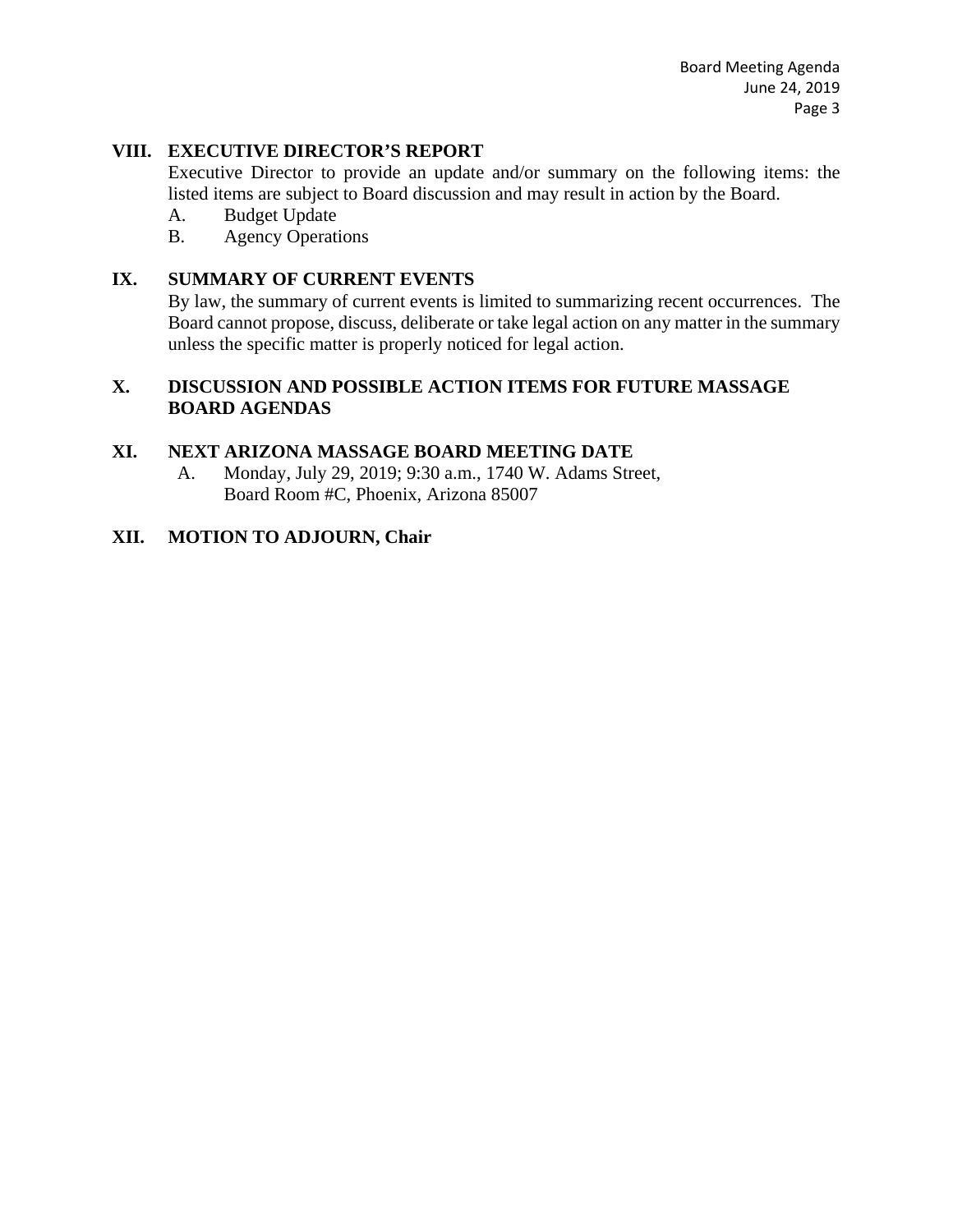## VIII. EXECUTIVE DIRECTOR'S REPORT

Executive Director to provide an update and/or summary on the following items: the listed items are subject to Board discussion and may result in action by the Board.

A. Budget Update
B. Agency Operations

## IX. SUMMARY OF CURRENT EVENTS

By law, the summary of current events is limited to summarizing recent occurrences. The Board cannot propose, discuss, deliberate or take legal action on any matter in the summary unless the specific matter is properly noticed for legal action.

## X. DISCUSSION AND POSSIBLE ACTION ITEMS FOR FUTURE MASSAGE BOARD AGENDAS

## XI. NEXT ARIZONA MASSAGE BOARD MEETING DATE

A. Monday, July 29, 2019; 9:30 a.m., 1740 W. Adams Street, Board Room #C, Phoenix, Arizona 85007

## XII. MOTION TO ADJOURN, Chair